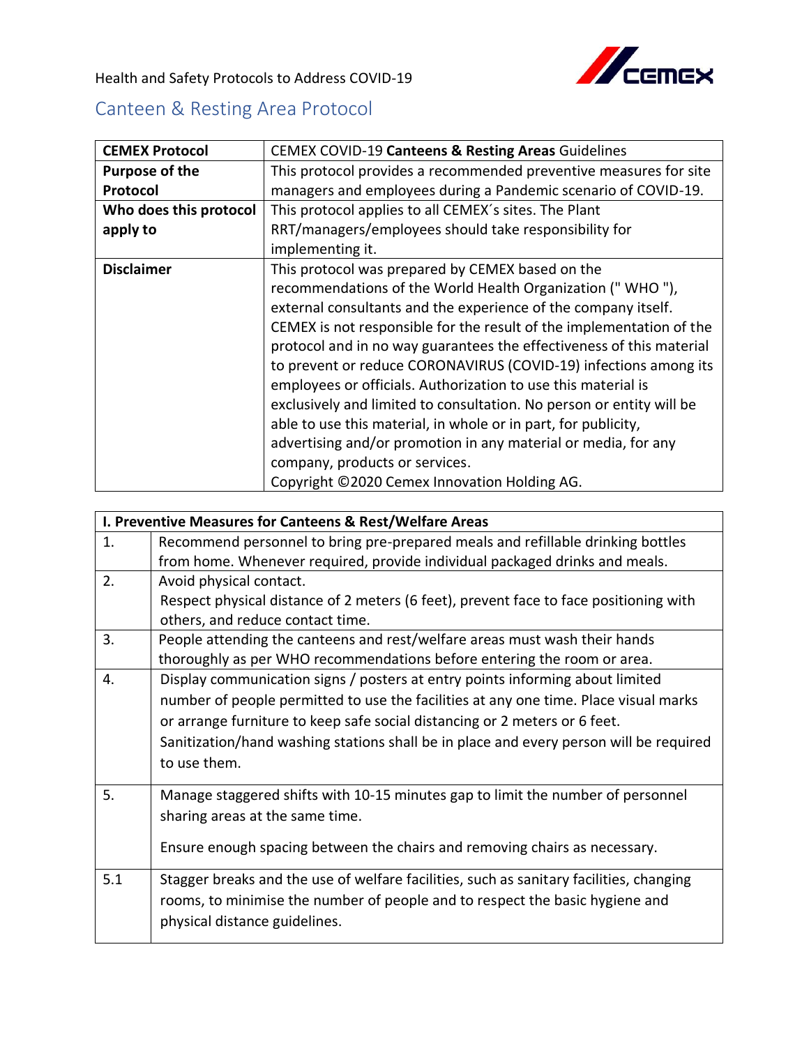Health and Safety Protocols to Address COVID-19

## Canteen & Resting Area Protocol

| **CEMEX Protocol** | CEMEX COVID-19 **Canteens & Resting Areas** Guidelines |
|---|---|
| **Purpose of the Protocol** | This protocol provides a recommended preventive measures for site managers and employees during a Pandemic scenario of COVID-19. |
| **Who does this protocol apply to** | This protocol applies to all CEMEX´s sites. The Plant RRT/managers/employees should take responsibility for implementing it. |
| **Disclaimer** | This protocol was prepared by CEMEX based on the recommendations of the World Health Organization (" WHO "), external consultants and the experience of the company itself. CEMEX is not responsible for the result of the implementation of the protocol and in no way guarantees the effectiveness of this material to prevent or reduce CORONAVIRUS (COVID-19) infections among its employees or officials. Authorization to use this material is exclusively and limited to consultation. No person or entity will be able to use this material, in whole or in part, for publicity, advertising and/or promotion in any material or media, for any company, products or services. Copyright ©2020 Cemex Innovation Holding AG. |

| **I. Preventive Measures for Canteens & Rest/Welfare Areas** | |
|---|---|
| 1. | Recommend personnel to bring pre-prepared meals and refillable drinking bottles from home. Whenever required, provide individual packaged drinks and meals. |
| 2. | Avoid physical contact. Respect physical distance of 2 meters (6 feet), prevent face to face positioning with others, and reduce contact time. |
| 3. | People attending the canteens and rest/welfare areas must wash their hands thoroughly as per WHO recommendations before entering the room or area. |
| 4. | Display communication signs / posters at entry points informing about limited number of people permitted to use the facilities at any one time. Place visual marks or arrange furniture to keep safe social distancing or 2 meters or 6 feet. Sanitization/hand washing stations shall be in place and every person will be required to use them. |
| 5. | Manage staggered shifts with 10-15 minutes gap to limit the number of personnel sharing areas at the same time. Ensure enough spacing between the chairs and removing chairs as necessary. |
| 5.1 | Stagger breaks and the use of welfare facilities, such as sanitary facilities, changing rooms, to minimise the number of people and to respect the basic hygiene and physical distance guidelines. |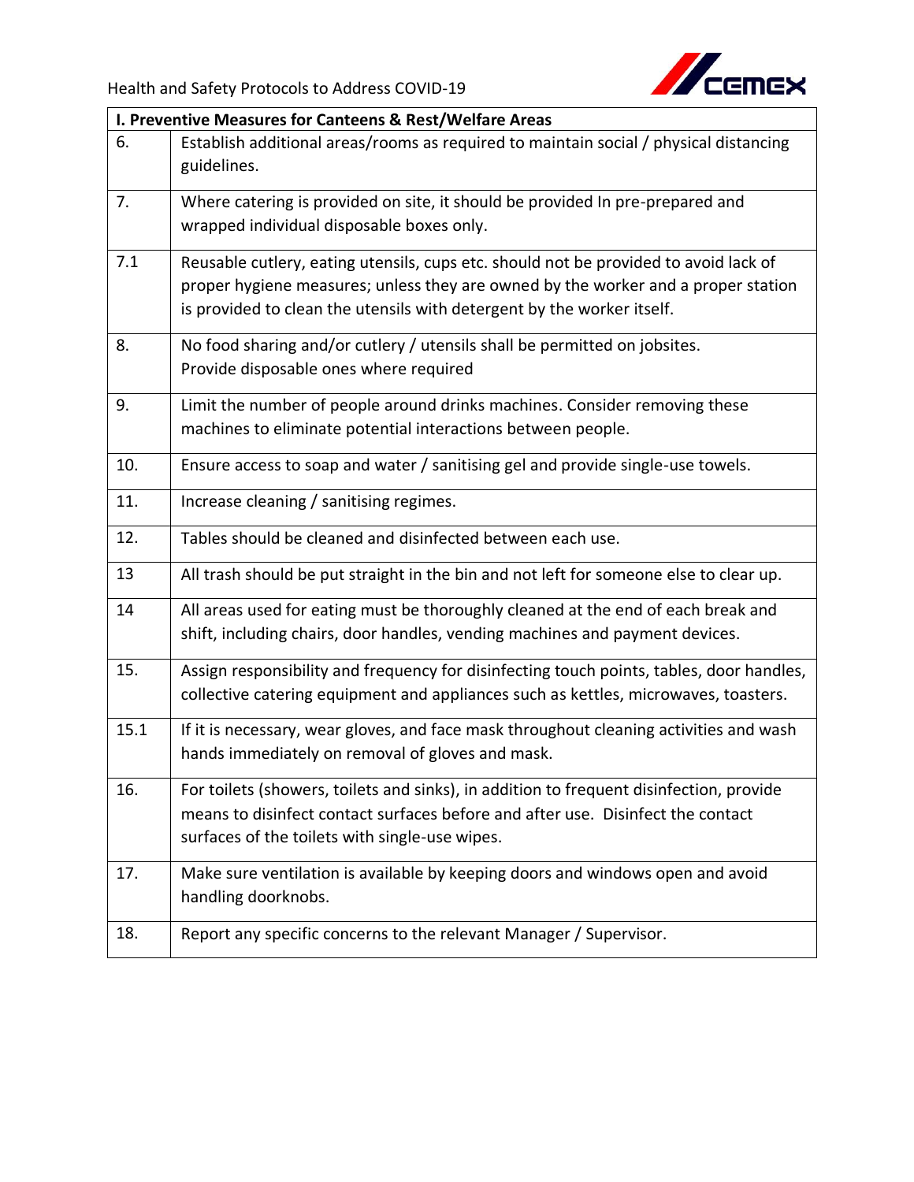| I. Preventive Measures for Canteens & Rest/Welfare Areas | |
|---|---|
| 6. | Establish additional areas/rooms as required to maintain social / physical distancing guidelines. |
| 7. | Where catering is provided on site, it should be provided In pre-prepared and wrapped individual disposable boxes only. |
| 7.1 | Reusable cutlery, eating utensils, cups etc. should not be provided to avoid lack of proper hygiene measures; unless they are owned by the worker and a proper station is provided to clean the utensils with detergent by the worker itself. |
| 8. | No food sharing and/or cutlery / utensils shall be permitted on jobsites.<br>Provide disposable ones where required |
| 9. | Limit the number of people around drinks machines. Consider removing these machines to eliminate potential interactions between people. |
| 10. | Ensure access to soap and water / sanitising gel and provide single-use towels. |
| 11. | Increase cleaning / sanitising regimes. |
| 12. | Tables should be cleaned and disinfected between each use. |
| 13 | All trash should be put straight in the bin and not left for someone else to clear up. |
| 14 | All areas used for eating must be thoroughly cleaned at the end of each break and shift, including chairs, door handles, vending machines and payment devices. |
| 15. | Assign responsibility and frequency for disinfecting touch points, tables, door handles, collective catering equipment and appliances such as kettles, microwaves, toasters. |
| 15.1 | If it is necessary, wear gloves, and face mask throughout cleaning activities and wash hands immediately on removal of gloves and mask. |
| 16. | For toilets (showers, toilets and sinks), in addition to frequent disinfection, provide means to disinfect contact surfaces before and after use. Disinfect the contact surfaces of the toilets with single-use wipes. |
| 17. | Make sure ventilation is available by keeping doors and windows open and avoid handling doorknobs. |
| 18. | Report any specific concerns to the relevant Manager / Supervisor. |